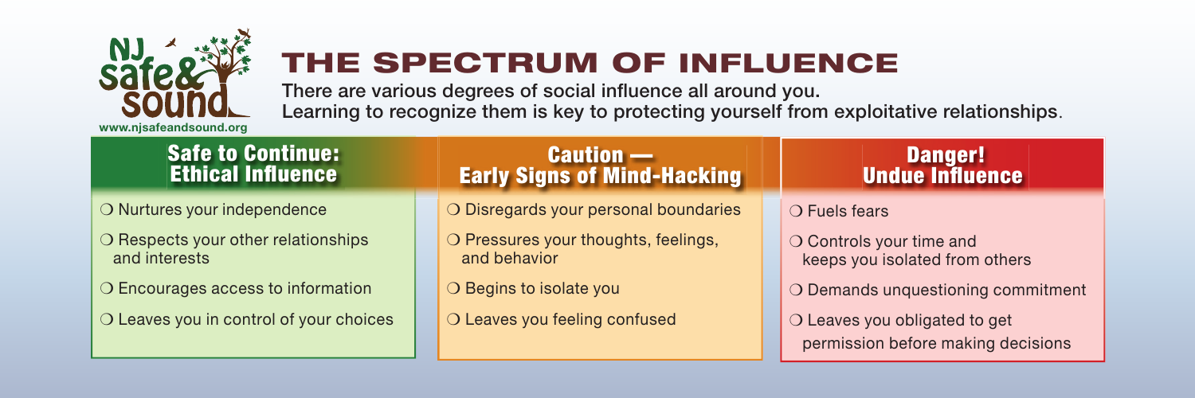NJ safe & sound

www.njsafeandsound.org

# THE SPECTRUM OF INFLUENCE

There are various degrees of social influence all around you.
Learning to recognize them is key to protecting yourself from exploitative relationships.

## Safe to Continue: Ethical Influence

- ❍ Nurtures your independence
- ❍ Respects your other relationships and interests
- ❍ Encourages access to information
- ❍ Leaves you in control of your choices

## Caution — Early Signs of Mind-Hacking

- ❍ Disregards your personal boundaries
- ❍ Pressures your thoughts, feelings, and behavior
- ❍ Begins to isolate you
- ❍ Leaves you feeling confused

## Danger! Undue Influence

- ❍ Fuels fears
- ❍ Controls your time and keeps you isolated from others
- ❍ Demands unquestioning commitment
- ❍ Leaves you obligated to get permission before making decisions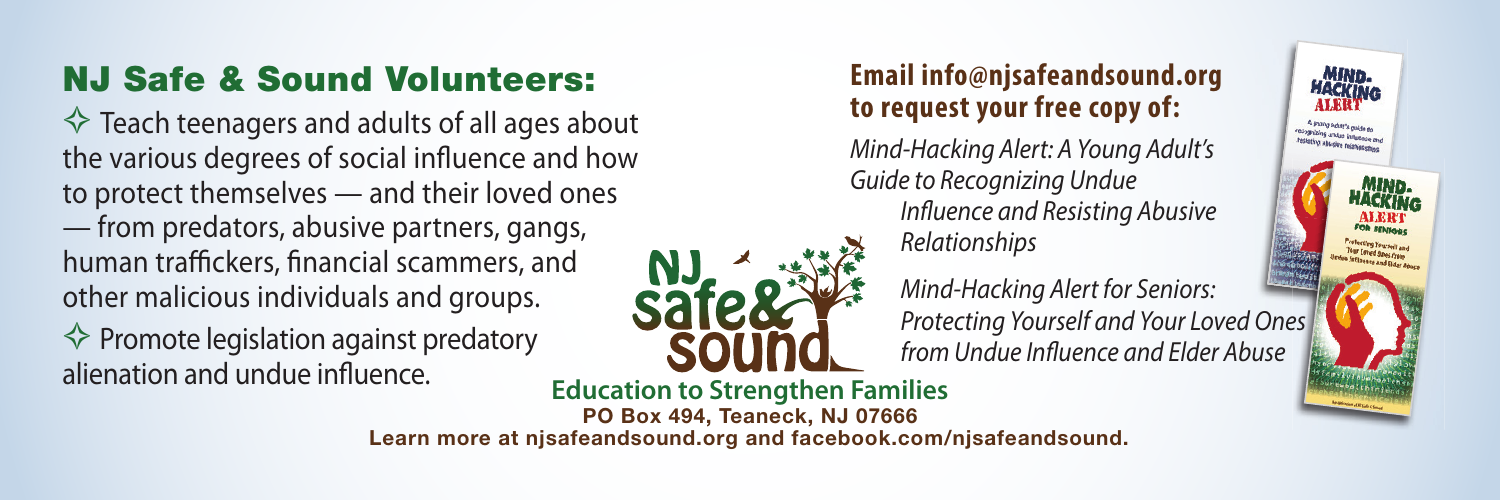## NJ Safe & Sound Volunteers:

- Teach teenagers and adults of all ages about the various degrees of social influence and how to protect themselves — and their loved ones — from predators, abusive partners, gangs, human traffickers, financial scammers, and other malicious individuals and groups.
- Promote legislation against predatory alienation and undue influence.

**Email info@njsafeandsound.org to request your free copy of:**

*Mind-Hacking Alert: A Young Adult's Guide to Recognizing Undue Influence and Resisting Abusive Relationships*

*Mind-Hacking Alert for Seniors: Protecting Yourself and Your Loved Ones from Undue Influence and Elder Abuse*

NJ Safe & Sound

**Education to Strengthen Families**

**PO Box 494, Teaneck, NJ 07666**

**Learn more at njsafeandsound.org and facebook.com/njsafeandsound.**